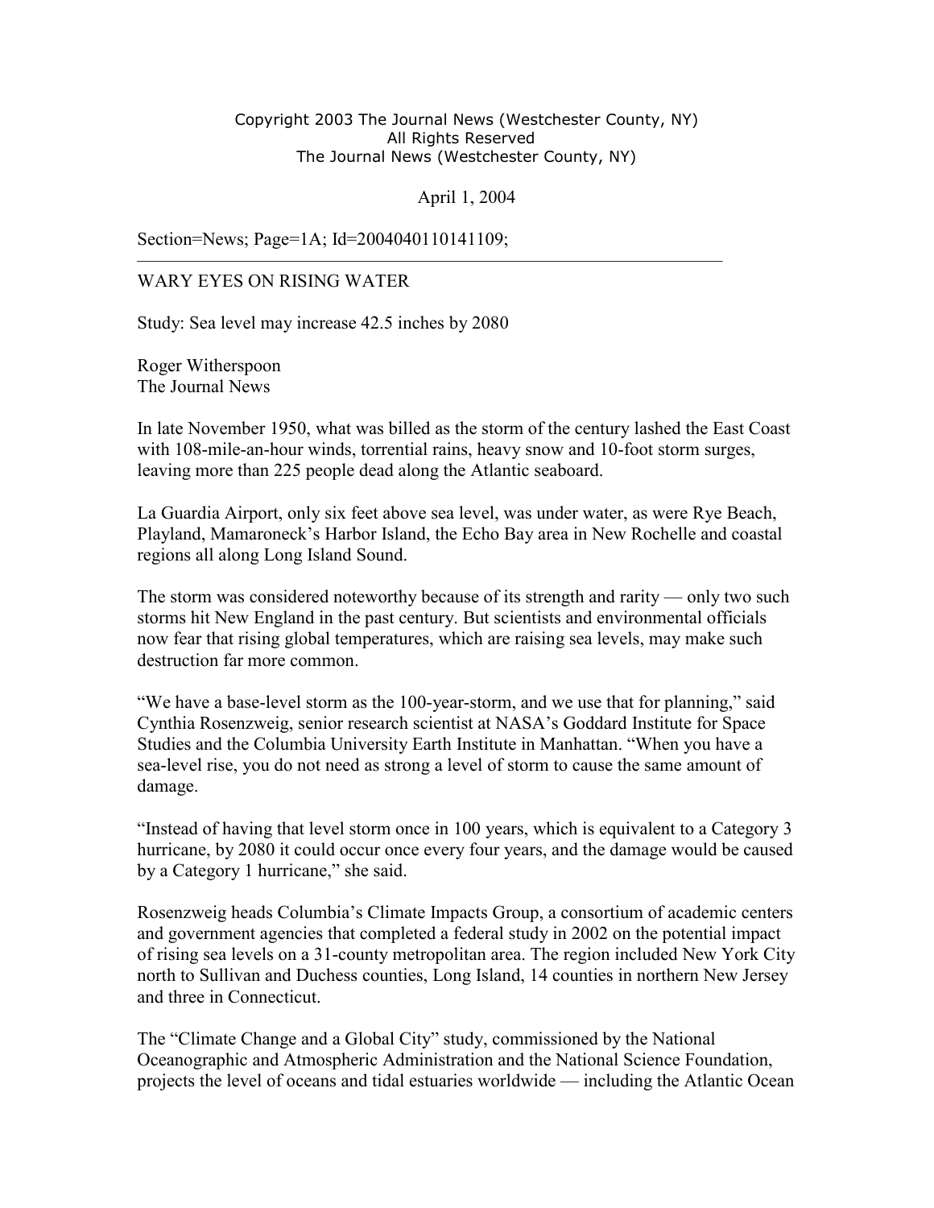Copyright 2003 The Journal News (Westchester County, NY)
All Rights Reserved
The Journal News (Westchester County, NY)

April 1, 2004

Section=News; Page=1A; Id=2004040110141109;

---

# WARY EYES ON RISING WATER

## Study: Sea level may increase 42.5 inches by 2080

Roger Witherspoon
The Journal News

In late November 1950, what was billed as the storm of the century lashed the East Coast with 108-mile-an-hour winds, torrential rains, heavy snow and 10-foot storm surges, leaving more than 225 people dead along the Atlantic seaboard.

La Guardia Airport, only six feet above sea level, was under water, as were Rye Beach, Playland, Mamaroneck's Harbor Island, the Echo Bay area in New Rochelle and coastal regions all along Long Island Sound.

The storm was considered noteworthy because of its strength and rarity — only two such storms hit New England in the past century. But scientists and environmental officials now fear that rising global temperatures, which are raising sea levels, may make such destruction far more common.

"We have a base-level storm as the 100-year-storm, and we use that for planning," said Cynthia Rosenzweig, senior research scientist at NASA's Goddard Institute for Space Studies and the Columbia University Earth Institute in Manhattan. "When you have a sea-level rise, you do not need as strong a level of storm to cause the same amount of damage.

"Instead of having that level storm once in 100 years, which is equivalent to a Category 3 hurricane, by 2080 it could occur once every four years, and the damage would be caused by a Category 1 hurricane," she said.

Rosenzweig heads Columbia's Climate Impacts Group, a consortium of academic centers and government agencies that completed a federal study in 2002 on the potential impact of rising sea levels on a 31-county metropolitan area. The region included New York City north to Sullivan and Duchess counties, Long Island, 14 counties in northern New Jersey and three in Connecticut.

The "Climate Change and a Global City" study, commissioned by the National Oceanographic and Atmospheric Administration and the National Science Foundation, projects the level of oceans and tidal estuaries worldwide — including the Atlantic Ocean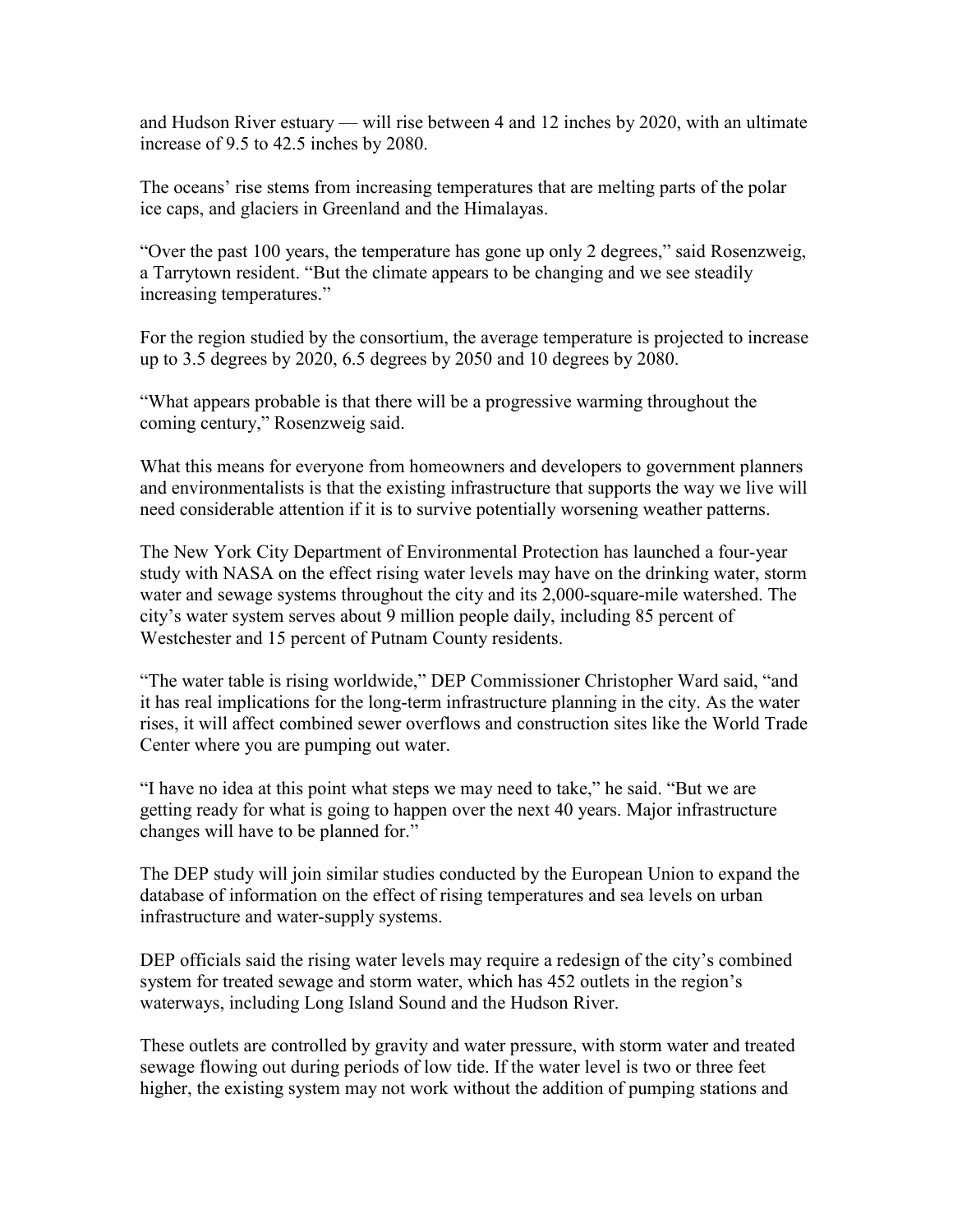and Hudson River estuary — will rise between 4 and 12 inches by 2020, with an ultimate increase of 9.5 to 42.5 inches by 2080.

The oceans' rise stems from increasing temperatures that are melting parts of the polar ice caps, and glaciers in Greenland and the Himalayas.

"Over the past 100 years, the temperature has gone up only 2 degrees," said Rosenzweig, a Tarrytown resident. "But the climate appears to be changing and we see steadily increasing temperatures."

For the region studied by the consortium, the average temperature is projected to increase up to 3.5 degrees by 2020, 6.5 degrees by 2050 and 10 degrees by 2080.

"What appears probable is that there will be a progressive warming throughout the coming century," Rosenzweig said.

What this means for everyone from homeowners and developers to government planners and environmentalists is that the existing infrastructure that supports the way we live will need considerable attention if it is to survive potentially worsening weather patterns.

The New York City Department of Environmental Protection has launched a four-year study with NASA on the effect rising water levels may have on the drinking water, storm water and sewage systems throughout the city and its 2,000-square-mile watershed. The city's water system serves about 9 million people daily, including 85 percent of Westchester and 15 percent of Putnam County residents.

"The water table is rising worldwide," DEP Commissioner Christopher Ward said, "and it has real implications for the long-term infrastructure planning in the city. As the water rises, it will affect combined sewer overflows and construction sites like the World Trade Center where you are pumping out water.

"I have no idea at this point what steps we may need to take," he said. "But we are getting ready for what is going to happen over the next 40 years. Major infrastructure changes will have to be planned for."

The DEP study will join similar studies conducted by the European Union to expand the database of information on the effect of rising temperatures and sea levels on urban infrastructure and water-supply systems.

DEP officials said the rising water levels may require a redesign of the city's combined system for treated sewage and storm water, which has 452 outlets in the region's waterways, including Long Island Sound and the Hudson River.

These outlets are controlled by gravity and water pressure, with storm water and treated sewage flowing out during periods of low tide. If the water level is two or three feet higher, the existing system may not work without the addition of pumping stations and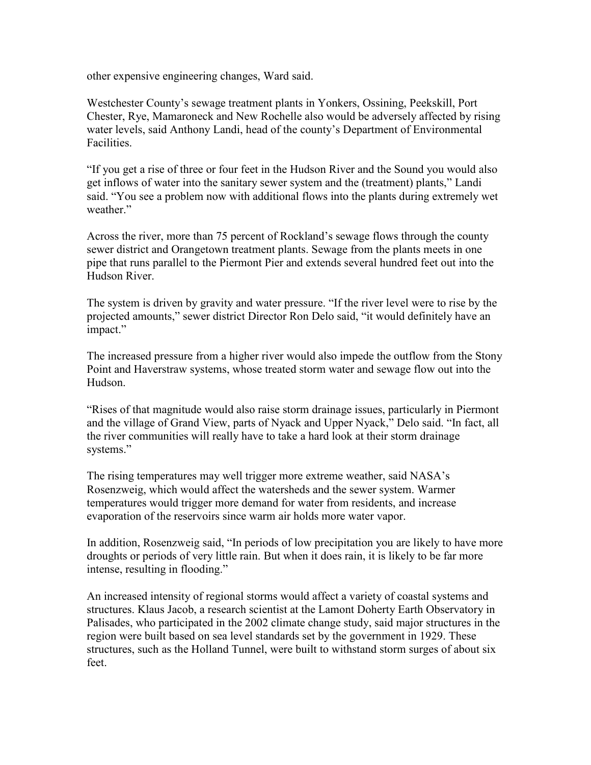other expensive engineering changes, Ward said.

Westchester County's sewage treatment plants in Yonkers, Ossining, Peekskill, Port Chester, Rye, Mamaroneck and New Rochelle also would be adversely affected by rising water levels, said Anthony Landi, head of the county's Department of Environmental Facilities.

"If you get a rise of three or four feet in the Hudson River and the Sound you would also get inflows of water into the sanitary sewer system and the (treatment) plants," Landi said. "You see a problem now with additional flows into the plants during extremely wet weather."

Across the river, more than 75 percent of Rockland's sewage flows through the county sewer district and Orangetown treatment plants. Sewage from the plants meets in one pipe that runs parallel to the Piermont Pier and extends several hundred feet out into the Hudson River.

The system is driven by gravity and water pressure. "If the river level were to rise by the projected amounts," sewer district Director Ron Delo said, "it would definitely have an impact."

The increased pressure from a higher river would also impede the outflow from the Stony Point and Haverstraw systems, whose treated storm water and sewage flow out into the Hudson.

"Rises of that magnitude would also raise storm drainage issues, particularly in Piermont and the village of Grand View, parts of Nyack and Upper Nyack," Delo said. "In fact, all the river communities will really have to take a hard look at their storm drainage systems."

The rising temperatures may well trigger more extreme weather, said NASA's Rosenzweig, which would affect the watersheds and the sewer system. Warmer temperatures would trigger more demand for water from residents, and increase evaporation of the reservoirs since warm air holds more water vapor.

In addition, Rosenzweig said, "In periods of low precipitation you are likely to have more droughts or periods of very little rain. But when it does rain, it is likely to be far more intense, resulting in flooding."

An increased intensity of regional storms would affect a variety of coastal systems and structures. Klaus Jacob, a research scientist at the Lamont Doherty Earth Observatory in Palisades, who participated in the 2002 climate change study, said major structures in the region were built based on sea level standards set by the government in 1929. These structures, such as the Holland Tunnel, were built to withstand storm surges of about six feet.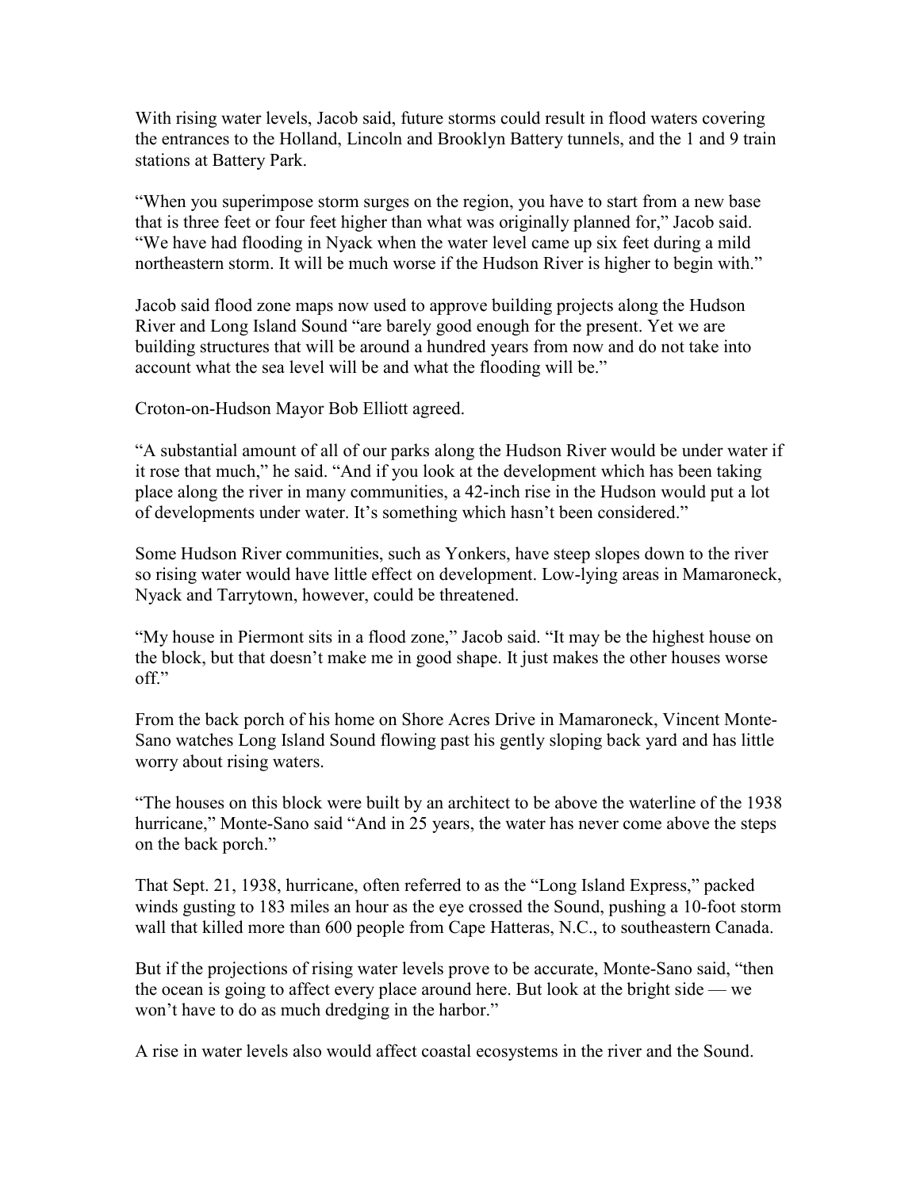With rising water levels, Jacob said, future storms could result in flood waters covering the entrances to the Holland, Lincoln and Brooklyn Battery tunnels, and the 1 and 9 train stations at Battery Park.

"When you superimpose storm surges on the region, you have to start from a new base that is three feet or four feet higher than what was originally planned for," Jacob said. "We have had flooding in Nyack when the water level came up six feet during a mild northeastern storm. It will be much worse if the Hudson River is higher to begin with."

Jacob said flood zone maps now used to approve building projects along the Hudson River and Long Island Sound "are barely good enough for the present. Yet we are building structures that will be around a hundred years from now and do not take into account what the sea level will be and what the flooding will be."

Croton-on-Hudson Mayor Bob Elliott agreed.

"A substantial amount of all of our parks along the Hudson River would be under water if it rose that much," he said. "And if you look at the development which has been taking place along the river in many communities, a 42-inch rise in the Hudson would put a lot of developments under water. It's something which hasn't been considered."

Some Hudson River communities, such as Yonkers, have steep slopes down to the river so rising water would have little effect on development. Low-lying areas in Mamaroneck, Nyack and Tarrytown, however, could be threatened.

"My house in Piermont sits in a flood zone," Jacob said. "It may be the highest house on the block, but that doesn't make me in good shape. It just makes the other houses worse off."

From the back porch of his home on Shore Acres Drive in Mamaroneck, Vincent Monte-Sano watches Long Island Sound flowing past his gently sloping back yard and has little worry about rising waters.

"The houses on this block were built by an architect to be above the waterline of the 1938 hurricane," Monte-Sano said "And in 25 years, the water has never come above the steps on the back porch."

That Sept. 21, 1938, hurricane, often referred to as the "Long Island Express," packed winds gusting to 183 miles an hour as the eye crossed the Sound, pushing a 10-foot storm wall that killed more than 600 people from Cape Hatteras, N.C., to southeastern Canada.

But if the projections of rising water levels prove to be accurate, Monte-Sano said, "then the ocean is going to affect every place around here. But look at the bright side — we won't have to do as much dredging in the harbor."

A rise in water levels also would affect coastal ecosystems in the river and the Sound.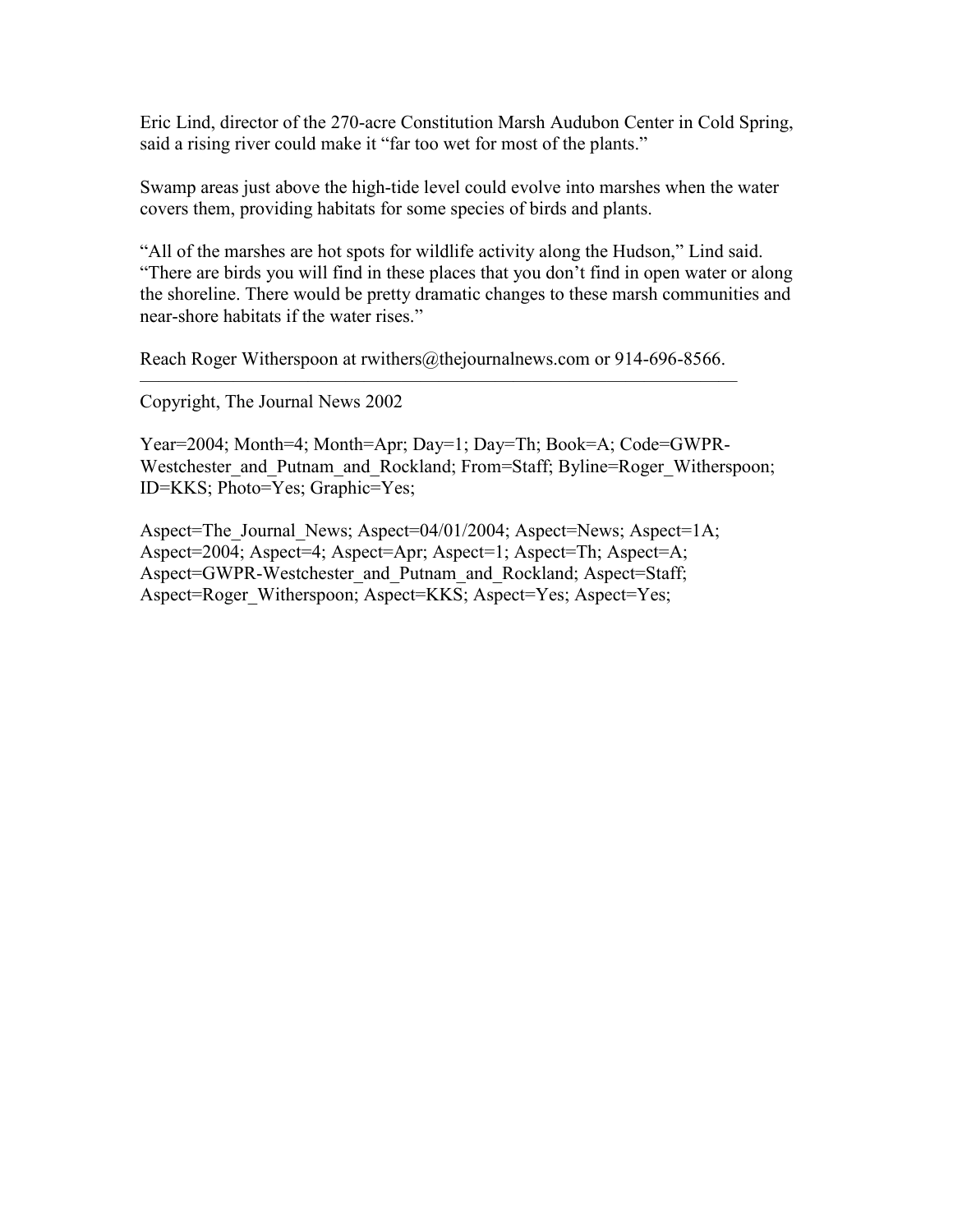Eric Lind, director of the 270-acre Constitution Marsh Audubon Center in Cold Spring, said a rising river could make it "far too wet for most of the plants."

Swamp areas just above the high-tide level could evolve into marshes when the water covers them, providing habitats for some species of birds and plants.

"All of the marshes are hot spots for wildlife activity along the Hudson," Lind said. "There are birds you will find in these places that you don't find in open water or along the shoreline. There would be pretty dramatic changes to these marsh communities and near-shore habitats if the water rises."

Reach Roger Witherspoon at rwithers@thejournalnews.com or 914-696-8566.

---

Copyright, The Journal News 2002

Year=2004; Month=4; Month=Apr; Day=1; Day=Th; Book=A; Code=GWPR-Westchester_and_Putnam_and_Rockland; From=Staff; Byline=Roger_Witherspoon; ID=KKS; Photo=Yes; Graphic=Yes;

Aspect=The_Journal_News; Aspect=04/01/2004; Aspect=News; Aspect=1A; Aspect=2004; Aspect=4; Aspect=Apr; Aspect=1; Aspect=Th; Aspect=A; Aspect=GWPR-Westchester_and_Putnam_and_Rockland; Aspect=Staff; Aspect=Roger_Witherspoon; Aspect=KKS; Aspect=Yes; Aspect=Yes;